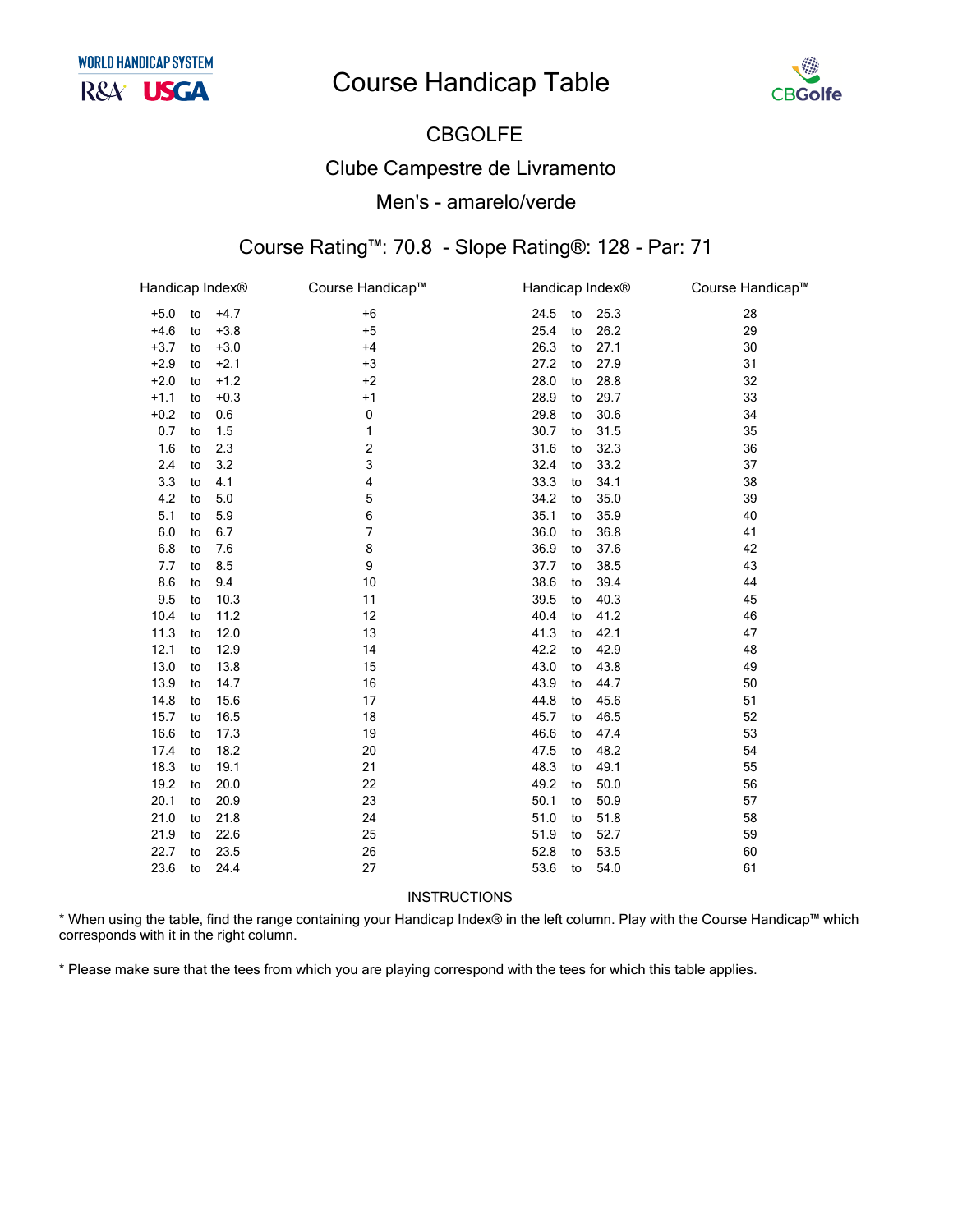# Course Handicap Table

## CBGOLFE

## Clube Campestre de Livramento

## Men's - amarelo/verde

### Course Rating™: 70.8 - Slope Rating®: 128 - Par: 71

| Handicap Index® | Course Handicap™ | Handicap Index® | Course Handicap™ |
|---|---|---|---|
| +5.0 to +4.7 | +6 | 24.5 to 25.3 | 28 |
| +4.6 to +3.8 | +5 | 25.4 to 26.2 | 29 |
| +3.7 to +3.0 | +4 | 26.3 to 27.1 | 30 |
| +2.9 to +2.1 | +3 | 27.2 to 27.9 | 31 |
| +2.0 to +1.2 | +2 | 28.0 to 28.8 | 32 |
| +1.1 to +0.3 | +1 | 28.9 to 29.7 | 33 |
| +0.2 to 0.6 | 0 | 29.8 to 30.6 | 34 |
| 0.7 to 1.5 | 1 | 30.7 to 31.5 | 35 |
| 1.6 to 2.3 | 2 | 31.6 to 32.3 | 36 |
| 2.4 to 3.2 | 3 | 32.4 to 33.2 | 37 |
| 3.3 to 4.1 | 4 | 33.3 to 34.1 | 38 |
| 4.2 to 5.0 | 5 | 34.2 to 35.0 | 39 |
| 5.1 to 5.9 | 6 | 35.1 to 35.9 | 40 |
| 6.0 to 6.7 | 7 | 36.0 to 36.8 | 41 |
| 6.8 to 7.6 | 8 | 36.9 to 37.6 | 42 |
| 7.7 to 8.5 | 9 | 37.7 to 38.5 | 43 |
| 8.6 to 9.4 | 10 | 38.6 to 39.4 | 44 |
| 9.5 to 10.3 | 11 | 39.5 to 40.3 | 45 |
| 10.4 to 11.2 | 12 | 40.4 to 41.2 | 46 |
| 11.3 to 12.0 | 13 | 41.3 to 42.1 | 47 |
| 12.1 to 12.9 | 14 | 42.2 to 42.9 | 48 |
| 13.0 to 13.8 | 15 | 43.0 to 43.8 | 49 |
| 13.9 to 14.7 | 16 | 43.9 to 44.7 | 50 |
| 14.8 to 15.6 | 17 | 44.8 to 45.6 | 51 |
| 15.7 to 16.5 | 18 | 45.7 to 46.5 | 52 |
| 16.6 to 17.3 | 19 | 46.6 to 47.4 | 53 |
| 17.4 to 18.2 | 20 | 47.5 to 48.2 | 54 |
| 18.3 to 19.1 | 21 | 48.3 to 49.1 | 55 |
| 19.2 to 20.0 | 22 | 49.2 to 50.0 | 56 |
| 20.1 to 20.9 | 23 | 50.1 to 50.9 | 57 |
| 21.0 to 21.8 | 24 | 51.0 to 51.8 | 58 |
| 21.9 to 22.6 | 25 | 51.9 to 52.7 | 59 |
| 22.7 to 23.5 | 26 | 52.8 to 53.5 | 60 |
| 23.6 to 24.4 | 27 | 53.6 to 54.0 | 61 |

INSTRUCTIONS

* When using the table, find the range containing your Handicap Index® in the left column. Play with the Course Handicap™ which corresponds with it in the right column.

* Please make sure that the tees from which you are playing correspond with the tees for which this table applies.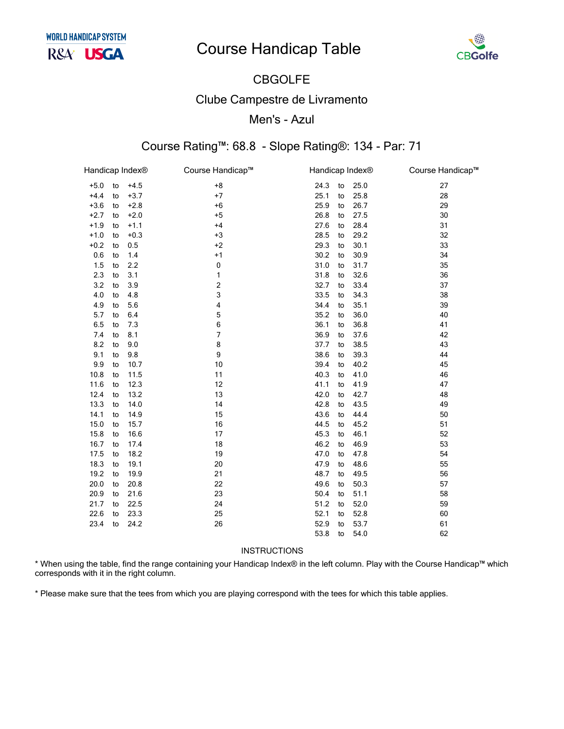# Course Handicap Table

## CBGOLFE

## Clube Campestre de Livramento

## Men's - Azul

### Course Rating™: 68.8 - Slope Rating®: 134 - Par: 71

| Handicap Index® | Course Handicap™ | Handicap Index® | Course Handicap™ |
|---|---|---|---|
| +5.0 to +4.5 | +8 | 24.3 to 25.0 | 27 |
| +4.4 to +3.7 | +7 | 25.1 to 25.8 | 28 |
| +3.6 to +2.8 | +6 | 25.9 to 26.7 | 29 |
| +2.7 to +2.0 | +5 | 26.8 to 27.5 | 30 |
| +1.9 to +1.1 | +4 | 27.6 to 28.4 | 31 |
| +1.0 to +0.3 | +3 | 28.5 to 29.2 | 32 |
| +0.2 to 0.5 | +2 | 29.3 to 30.1 | 33 |
| 0.6 to 1.4 | +1 | 30.2 to 30.9 | 34 |
| 1.5 to 2.2 | 0 | 31.0 to 31.7 | 35 |
| 2.3 to 3.1 | 1 | 31.8 to 32.6 | 36 |
| 3.2 to 3.9 | 2 | 32.7 to 33.4 | 37 |
| 4.0 to 4.8 | 3 | 33.5 to 34.3 | 38 |
| 4.9 to 5.6 | 4 | 34.4 to 35.1 | 39 |
| 5.7 to 6.4 | 5 | 35.2 to 36.0 | 40 |
| 6.5 to 7.3 | 6 | 36.1 to 36.8 | 41 |
| 7.4 to 8.1 | 7 | 36.9 to 37.6 | 42 |
| 8.2 to 9.0 | 8 | 37.7 to 38.5 | 43 |
| 9.1 to 9.8 | 9 | 38.6 to 39.3 | 44 |
| 9.9 to 10.7 | 10 | 39.4 to 40.2 | 45 |
| 10.8 to 11.5 | 11 | 40.3 to 41.0 | 46 |
| 11.6 to 12.3 | 12 | 41.1 to 41.9 | 47 |
| 12.4 to 13.2 | 13 | 42.0 to 42.7 | 48 |
| 13.3 to 14.0 | 14 | 42.8 to 43.5 | 49 |
| 14.1 to 14.9 | 15 | 43.6 to 44.4 | 50 |
| 15.0 to 15.7 | 16 | 44.5 to 45.2 | 51 |
| 15.8 to 16.6 | 17 | 45.3 to 46.1 | 52 |
| 16.7 to 17.4 | 18 | 46.2 to 46.9 | 53 |
| 17.5 to 18.2 | 19 | 47.0 to 47.8 | 54 |
| 18.3 to 19.1 | 20 | 47.9 to 48.6 | 55 |
| 19.2 to 19.9 | 21 | 48.7 to 49.5 | 56 |
| 20.0 to 20.8 | 22 | 49.6 to 50.3 | 57 |
| 20.9 to 21.6 | 23 | 50.4 to 51.1 | 58 |
| 21.7 to 22.5 | 24 | 51.2 to 52.0 | 59 |
| 22.6 to 23.3 | 25 | 52.1 to 52.8 | 60 |
| 23.4 to 24.2 | 26 | 52.9 to 53.7 | 61 |
| | | 53.8 to 54.0 | 62 |

INSTRUCTIONS

* When using the table, find the range containing your Handicap Index® in the left column. Play with the Course Handicap™ which corresponds with it in the right column.

* Please make sure that the tees from which you are playing correspond with the tees for which this table applies.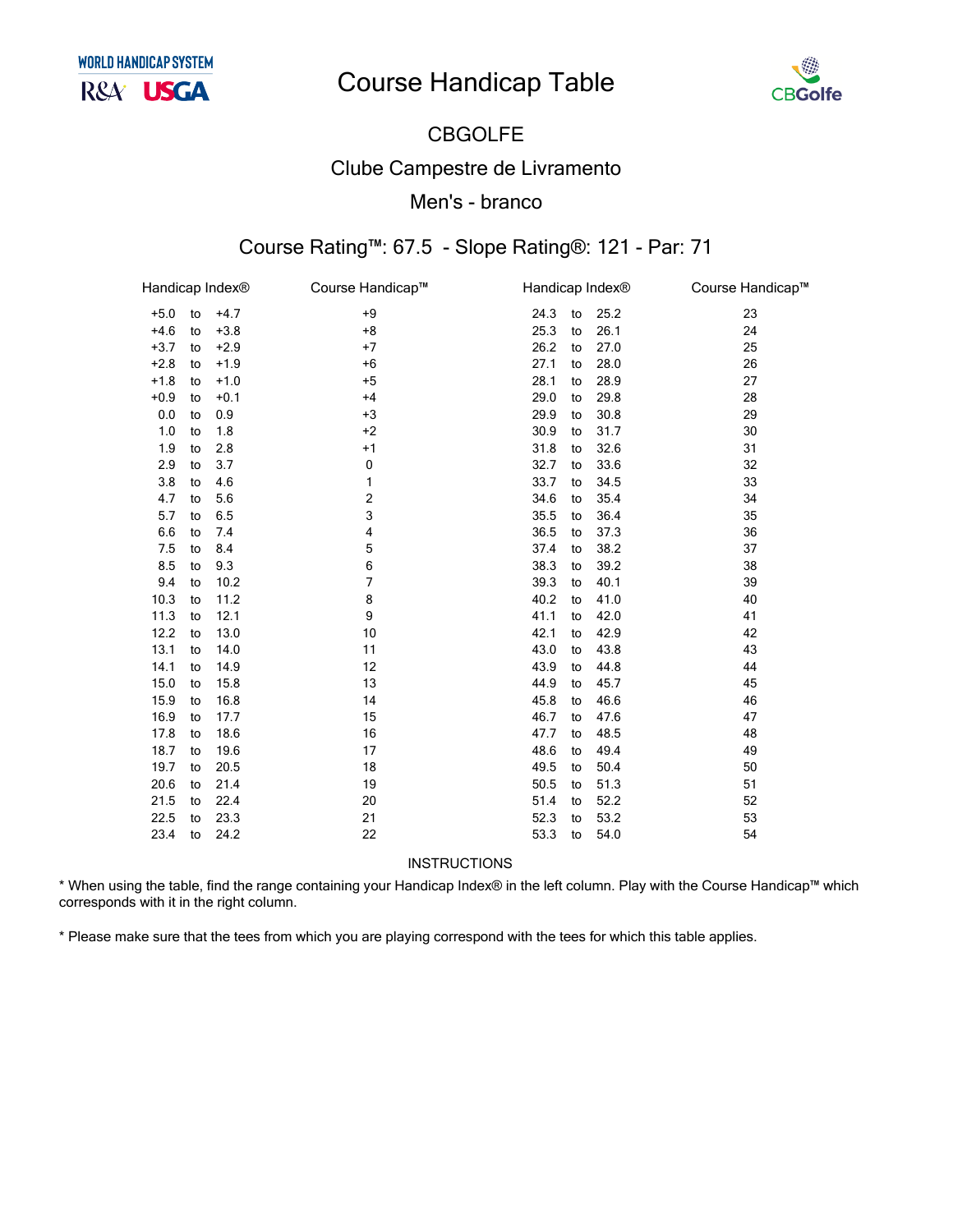# Course Handicap Table

## CBGOLFE

## Clube Campestre de Livramento

## Men's - branco

### Course Rating™: 67.5 - Slope Rating®: 121 - Par: 71

| Handicap Index® | Course Handicap™ | Handicap Index® | Course Handicap™ |
|---|---|---|---|
| +5.0 to +4.7 | +9 | 24.3 to 25.2 | 23 |
| +4.6 to +3.8 | +8 | 25.3 to 26.1 | 24 |
| +3.7 to +2.9 | +7 | 26.2 to 27.0 | 25 |
| +2.8 to +1.9 | +6 | 27.1 to 28.0 | 26 |
| +1.8 to +1.0 | +5 | 28.1 to 28.9 | 27 |
| +0.9 to +0.1 | +4 | 29.0 to 29.8 | 28 |
| 0.0 to 0.9 | +3 | 29.9 to 30.8 | 29 |
| 1.0 to 1.8 | +2 | 30.9 to 31.7 | 30 |
| 1.9 to 2.8 | +1 | 31.8 to 32.6 | 31 |
| 2.9 to 3.7 | 0 | 32.7 to 33.6 | 32 |
| 3.8 to 4.6 | 1 | 33.7 to 34.5 | 33 |
| 4.7 to 5.6 | 2 | 34.6 to 35.4 | 34 |
| 5.7 to 6.5 | 3 | 35.5 to 36.4 | 35 |
| 6.6 to 7.4 | 4 | 36.5 to 37.3 | 36 |
| 7.5 to 8.4 | 5 | 37.4 to 38.2 | 37 |
| 8.5 to 9.3 | 6 | 38.3 to 39.2 | 38 |
| 9.4 to 10.2 | 7 | 39.3 to 40.1 | 39 |
| 10.3 to 11.2 | 8 | 40.2 to 41.0 | 40 |
| 11.3 to 12.1 | 9 | 41.1 to 42.0 | 41 |
| 12.2 to 13.0 | 10 | 42.1 to 42.9 | 42 |
| 13.1 to 14.0 | 11 | 43.0 to 43.8 | 43 |
| 14.1 to 14.9 | 12 | 43.9 to 44.8 | 44 |
| 15.0 to 15.8 | 13 | 44.9 to 45.7 | 45 |
| 15.9 to 16.8 | 14 | 45.8 to 46.6 | 46 |
| 16.9 to 17.7 | 15 | 46.7 to 47.6 | 47 |
| 17.8 to 18.6 | 16 | 47.7 to 48.5 | 48 |
| 18.7 to 19.6 | 17 | 48.6 to 49.4 | 49 |
| 19.7 to 20.5 | 18 | 49.5 to 50.4 | 50 |
| 20.6 to 21.4 | 19 | 50.5 to 51.3 | 51 |
| 21.5 to 22.4 | 20 | 51.4 to 52.2 | 52 |
| 22.5 to 23.3 | 21 | 52.3 to 53.2 | 53 |
| 23.4 to 24.2 | 22 | 53.3 to 54.0 | 54 |

INSTRUCTIONS

* When using the table, find the range containing your Handicap Index® in the left column. Play with the Course Handicap™ which corresponds with it in the right column.

* Please make sure that the tees from which you are playing correspond with the tees for which this table applies.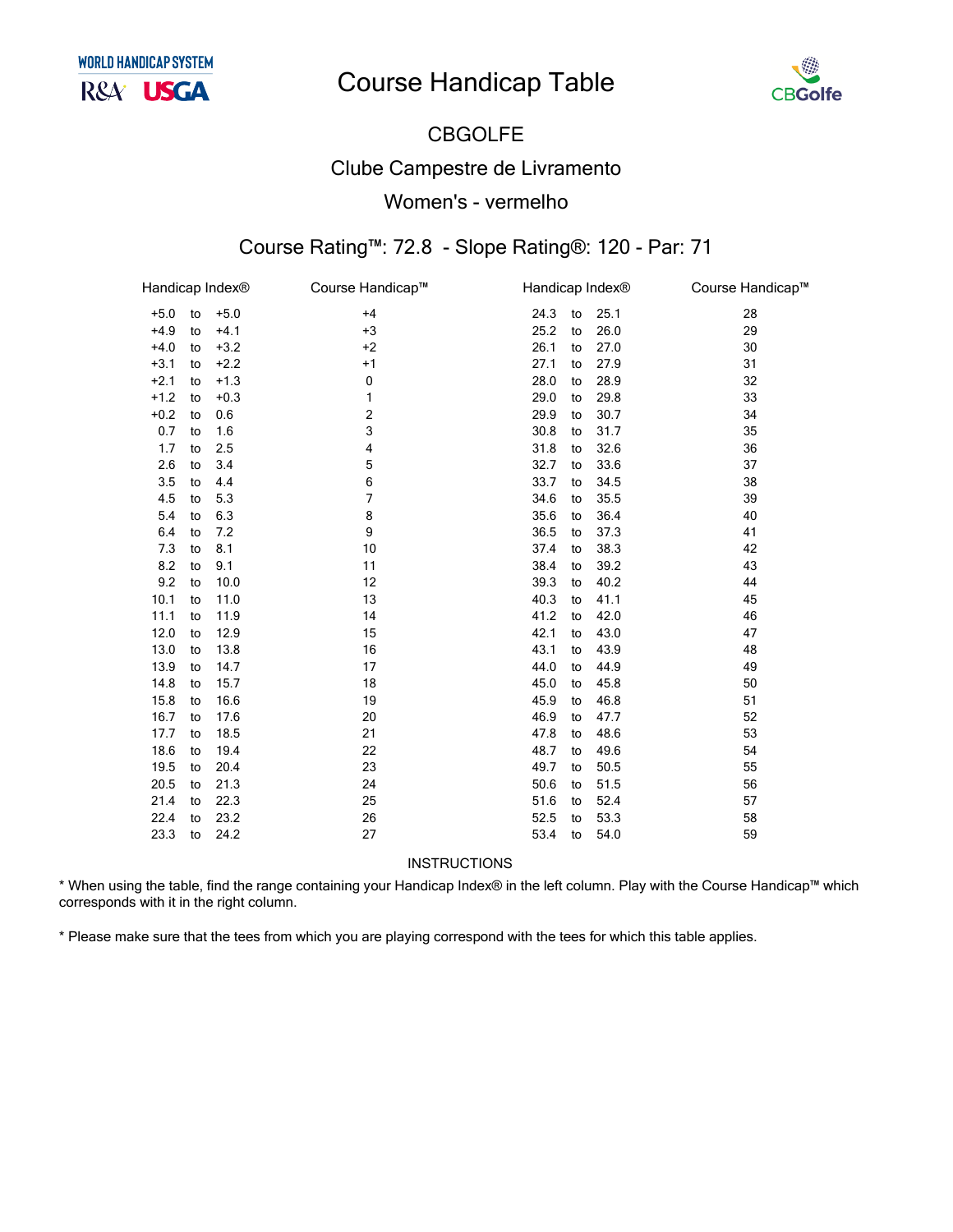WORLD HANDICAP SYSTEM

R&A USGA

# Course Handicap Table

CBGolfe

## CBGOLFE

## Clube Campestre de Livramento

## Women's - vermelho

### Course Rating™: 72.8 - Slope Rating®: 120 - Par: 71

| Handicap Index® | | | Course Handicap™ | Handicap Index® | | | Course Handicap™ |
|---|---|---|---|---|---|---|---|
| +5.0 | to | +5.0 | +4 | 24.3 | to | 25.1 | 28 |
| +4.9 | to | +4.1 | +3 | 25.2 | to | 26.0 | 29 |
| +4.0 | to | +3.2 | +2 | 26.1 | to | 27.0 | 30 |
| +3.1 | to | +2.2 | +1 | 27.1 | to | 27.9 | 31 |
| +2.1 | to | +1.3 | 0 | 28.0 | to | 28.9 | 32 |
| +1.2 | to | +0.3 | 1 | 29.0 | to | 29.8 | 33 |
| +0.2 | to | 0.6 | 2 | 29.9 | to | 30.7 | 34 |
| 0.7 | to | 1.6 | 3 | 30.8 | to | 31.7 | 35 |
| 1.7 | to | 2.5 | 4 | 31.8 | to | 32.6 | 36 |
| 2.6 | to | 3.4 | 5 | 32.7 | to | 33.6 | 37 |
| 3.5 | to | 4.4 | 6 | 33.7 | to | 34.5 | 38 |
| 4.5 | to | 5.3 | 7 | 34.6 | to | 35.5 | 39 |
| 5.4 | to | 6.3 | 8 | 35.6 | to | 36.4 | 40 |
| 6.4 | to | 7.2 | 9 | 36.5 | to | 37.3 | 41 |
| 7.3 | to | 8.1 | 10 | 37.4 | to | 38.3 | 42 |
| 8.2 | to | 9.1 | 11 | 38.4 | to | 39.2 | 43 |
| 9.2 | to | 10.0 | 12 | 39.3 | to | 40.2 | 44 |
| 10.1 | to | 11.0 | 13 | 40.3 | to | 41.1 | 45 |
| 11.1 | to | 11.9 | 14 | 41.2 | to | 42.0 | 46 |
| 12.0 | to | 12.9 | 15 | 42.1 | to | 43.0 | 47 |
| 13.0 | to | 13.8 | 16 | 43.1 | to | 43.9 | 48 |
| 13.9 | to | 14.7 | 17 | 44.0 | to | 44.9 | 49 |
| 14.8 | to | 15.7 | 18 | 45.0 | to | 45.8 | 50 |
| 15.8 | to | 16.6 | 19 | 45.9 | to | 46.8 | 51 |
| 16.7 | to | 17.6 | 20 | 46.9 | to | 47.7 | 52 |
| 17.7 | to | 18.5 | 21 | 47.8 | to | 48.6 | 53 |
| 18.6 | to | 19.4 | 22 | 48.7 | to | 49.6 | 54 |
| 19.5 | to | 20.4 | 23 | 49.7 | to | 50.5 | 55 |
| 20.5 | to | 21.3 | 24 | 50.6 | to | 51.5 | 56 |
| 21.4 | to | 22.3 | 25 | 51.6 | to | 52.4 | 57 |
| 22.4 | to | 23.2 | 26 | 52.5 | to | 53.3 | 58 |
| 23.3 | to | 24.2 | 27 | 53.4 | to | 54.0 | 59 |

INSTRUCTIONS

* When using the table, find the range containing your Handicap Index® in the left column. Play with the Course Handicap™ which corresponds with it in the right column.

* Please make sure that the tees from which you are playing correspond with the tees for which this table applies.